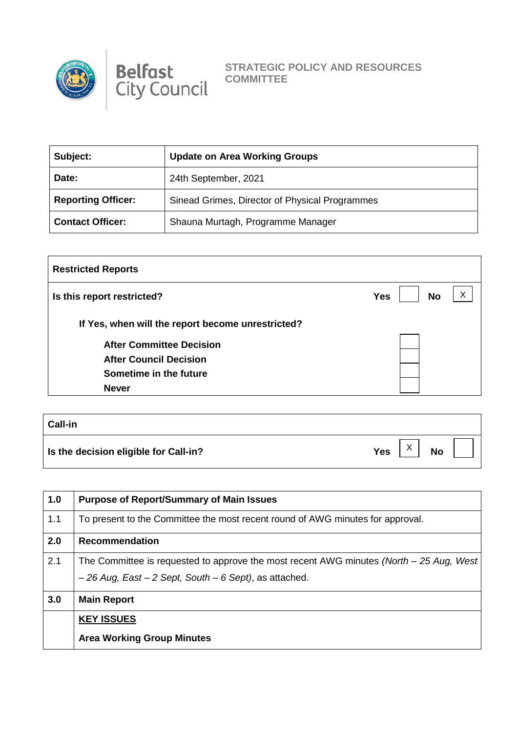Belfast City Council

**STRATEGIC POLICY AND RESOURCES COMMITTEE**

| **Subject:** | **Update on Area Working Groups** |
|---|---|
| **Date:** | 24th September, 2021 |
| **Reporting Officer:** | Sinead Grimes, Director of Physical Programmes |
| **Contact Officer:** | Shauna Murtagh, Programme Manager |

| **Restricted Reports** | | | | |
|---|---|---|---|---|
| **Is this report restricted?** | **Yes** | | **No** | X |
| **If Yes, when will the report become unrestricted?** | | | | |
| **After Committee Decision** | | | | |
| **After Council Decision** | | | | |
| **Sometime in the future** | | | | |
| **Never** | | | | |

| **Call-in** | | | | |
|---|---|---|---|---|
| **Is the decision eligible for Call-in?** | **Yes** | X | **No** | |

| **1.0** | **Purpose of Report/Summary of Main Issues** |
|---|---|
| 1.1 | To present to the Committee the most recent round of AWG minutes for approval. |
| **2.0** | **Recommendation** |
| 2.1 | The Committee is requested to approve the most recent AWG minutes *(North – 25 Aug, West – 26 Aug, East – 2 Sept, South – 6 Sept)*, as attached. |
| **3.0** | **Main Report** |
| | **KEY ISSUES** |
| | **Area Working Group Minutes** |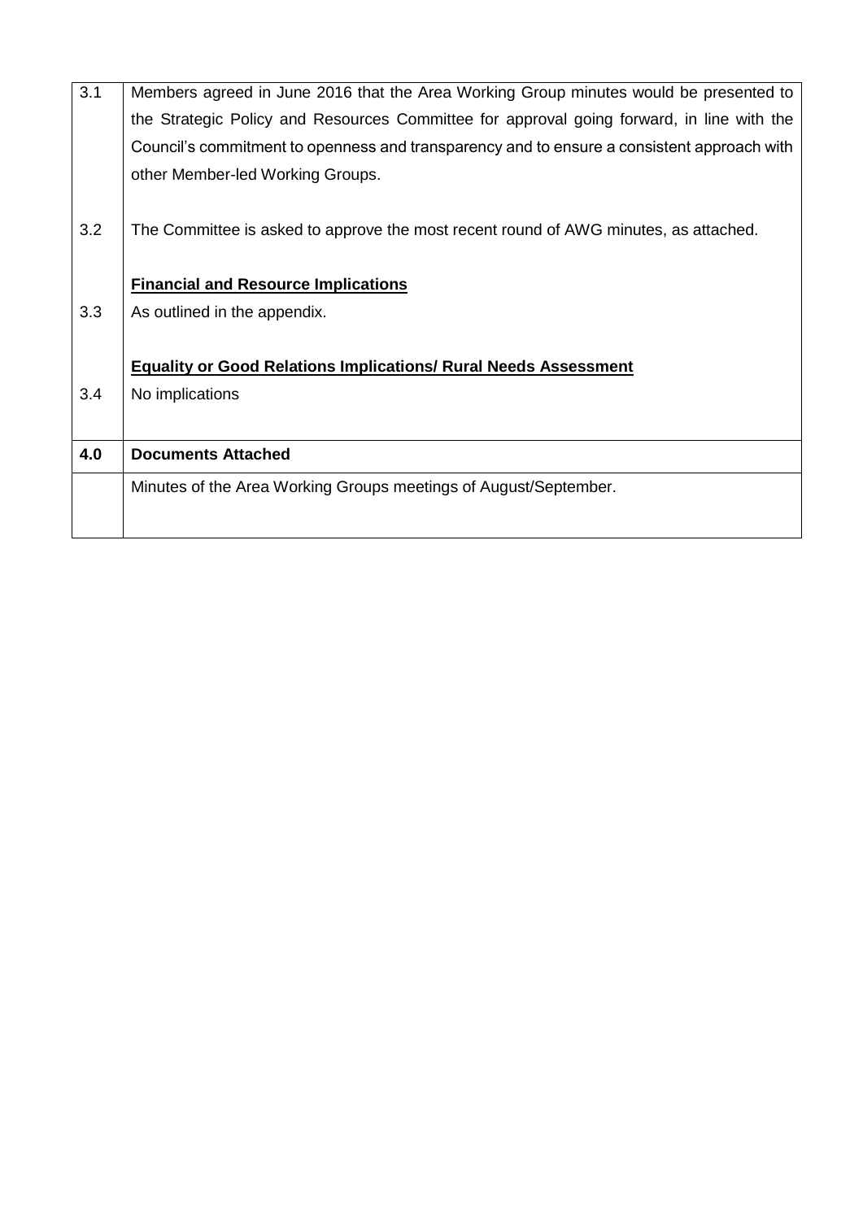| | |
|---|---|
| 3.1 | Members agreed in June 2016 that the Area Working Group minutes would be presented to the Strategic Policy and Resources Committee for approval going forward, in line with the Council's commitment to openness and transparency and to ensure a consistent approach with other Member-led Working Groups. |
| 3.2 | The Committee is asked to approve the most recent round of AWG minutes, as attached. |
| | **Financial and Resource Implications** |
| 3.3 | As outlined in the appendix. |
| | **Equality or Good Relations Implications/ Rural Needs Assessment** |
| 3.4 | No implications |
| **4.0** | **Documents Attached** |
| | Minutes of the Area Working Groups meetings of August/September. |